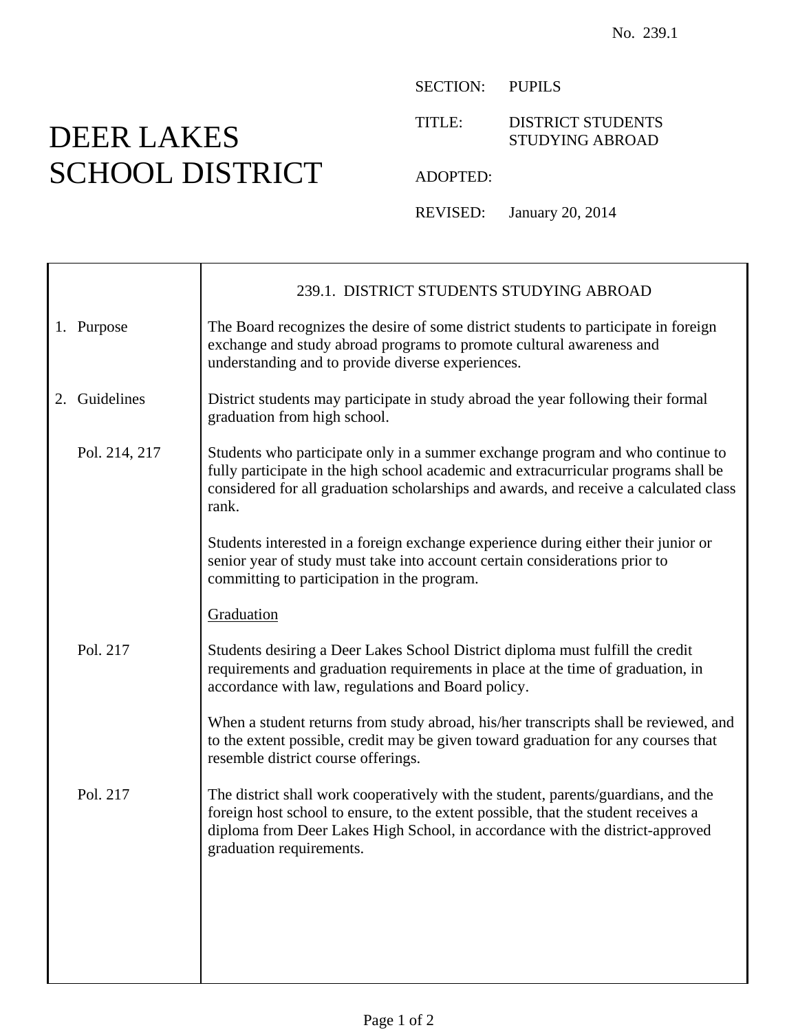No. 239.1

# DEER LAKES SCHOOL DISTRICT

SECTION: PUPILS

TITLE: DISTRICT STUDENTS STUDYING ABROAD

ADOPTED:

REVISED: January 20, 2014

## 239.1. DISTRICT STUDENTS STUDYING ABROAD

### 1. Purpose

The Board recognizes the desire of some district students to participate in foreign exchange and study abroad programs to promote cultural awareness and understanding and to provide diverse experiences.

### 2. Guidelines

District students may participate in study abroad the year following their formal graduation from high school.

Pol. 214, 217

Students who participate only in a summer exchange program and who continue to fully participate in the high school academic and extracurricular programs shall be considered for all graduation scholarships and awards, and receive a calculated class rank.

Students interested in a foreign exchange experience during either their junior or senior year of study must take into account certain considerations prior to committing to participation in the program.

<u>Graduation</u>

Pol. 217

Students desiring a Deer Lakes School District diploma must fulfill the credit requirements and graduation requirements in place at the time of graduation, in accordance with law, regulations and Board policy.

When a student returns from study abroad, his/her transcripts shall be reviewed, and to the extent possible, credit may be given toward graduation for any courses that resemble district course offerings.

Pol. 217

The district shall work cooperatively with the student, parents/guardians, and the foreign host school to ensure, to the extent possible, that the student receives a diploma from Deer Lakes High School, in accordance with the district-approved graduation requirements.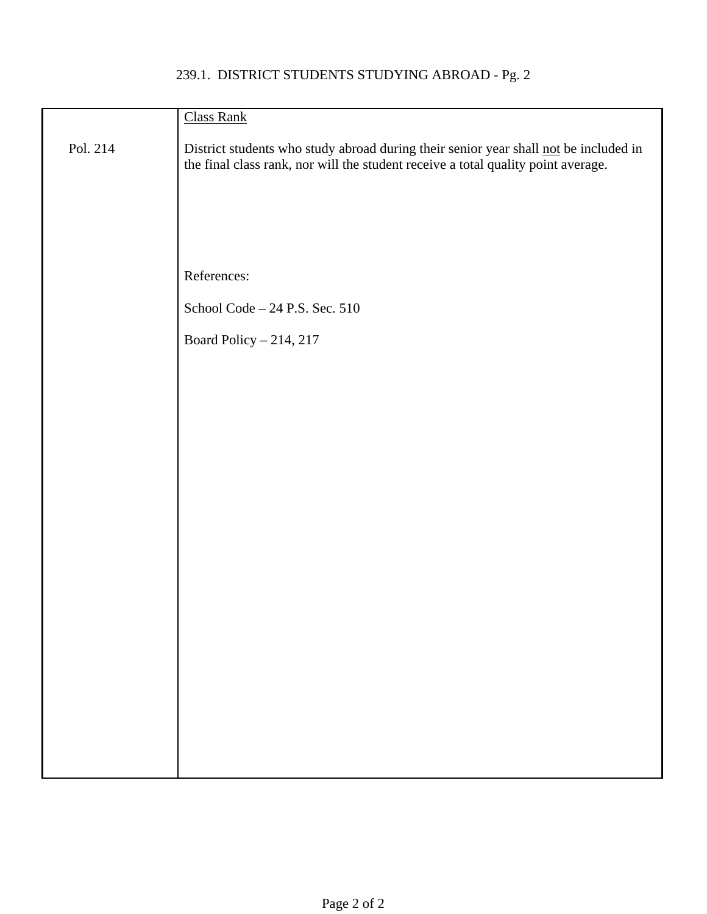Class Rank

Pol. 214

District students who study abroad during their senior year shall not be included in the final class rank, nor will the student receive a total quality point average.

References:

School Code – 24 P.S. Sec. 510

Board Policy – 214, 217